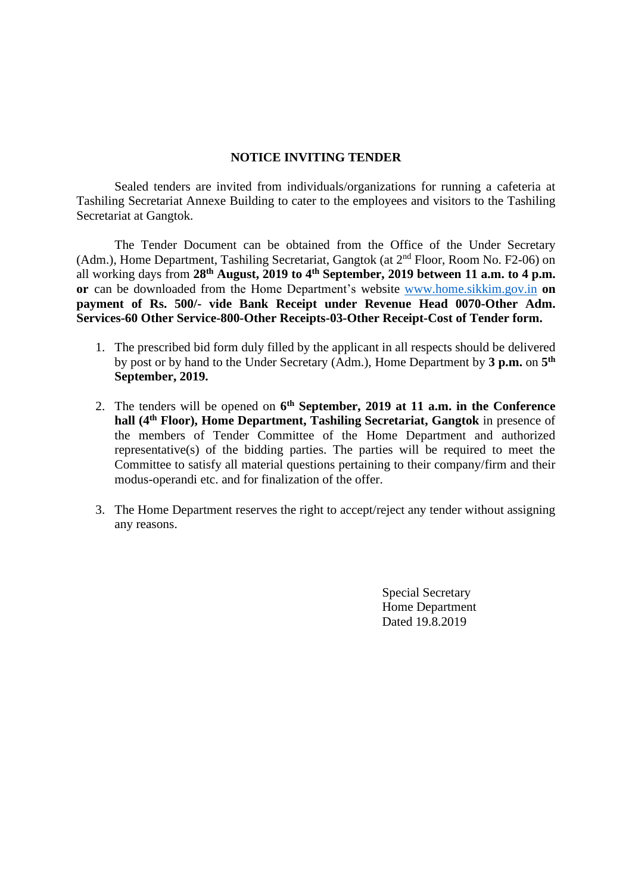# NOTICE INVITING TENDER

Sealed tenders are invited from individuals/organizations for running a cafeteria at Tashiling Secretariat Annexe Building to cater to the employees and visitors to the Tashiling Secretariat at Gangtok.

The Tender Document can be obtained from the Office of the Under Secretary (Adm.), Home Department, Tashiling Secretariat, Gangtok (at 2nd Floor, Room No. F2-06) on all working days from **28th August, 2019 to 4th September, 2019 between 11 a.m. to 4 p.m. or** can be downloaded from the Home Department's website www.home.sikkim.gov.in **on payment of Rs. 500/- vide Bank Receipt under Revenue Head 0070-Other Adm. Services-60 Other Service-800-Other Receipts-03-Other Receipt-Cost of Tender form.**

1. The prescribed bid form duly filled by the applicant in all respects should be delivered by post or by hand to the Under Secretary (Adm.), Home Department by **3 p.m.** on **5th September, 2019.**

2. The tenders will be opened on **6th September, 2019 at 11 a.m. in the Conference hall (4th Floor), Home Department, Tashiling Secretariat, Gangtok** in presence of the members of Tender Committee of the Home Department and authorized representative(s) of the bidding parties. The parties will be required to meet the Committee to satisfy all material questions pertaining to their company/firm and their modus-operandi etc. and for finalization of the offer.

3. The Home Department reserves the right to accept/reject any tender without assigning any reasons.

Special Secretary
Home Department
Dated 19.8.2019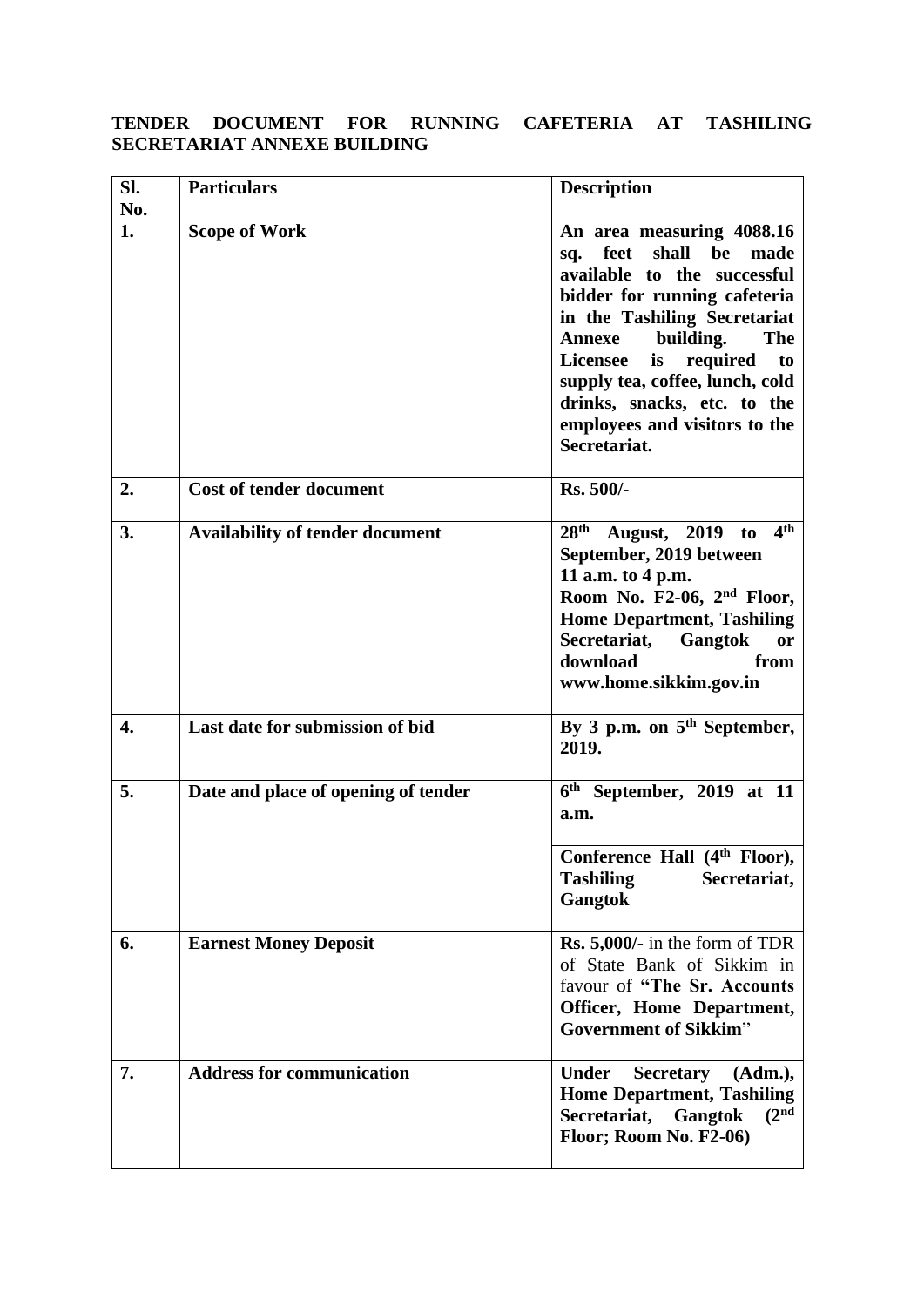**TENDER DOCUMENT FOR RUNNING CAFETERIA AT TASHILING SECRETARIAT ANNEXE BUILDING**

| Sl. No. | Particulars | Description |
|---|---|---|
| **1.** | **Scope of Work** | **An area measuring 4088.16 sq. feet shall be made available to the successful bidder for running cafeteria in the Tashiling Secretariat Annexe building. The Licensee is required to supply tea, coffee, lunch, cold drinks, snacks, etc. to the employees and visitors to the Secretariat.** |
| **2.** | **Cost of tender document** | **Rs. 500/-** |
| **3.** | **Availability of tender document** | **28th August, 2019 to 4th September, 2019 between 11 a.m. to 4 p.m. Room No. F2-06, 2nd Floor, Home Department, Tashiling Secretariat, Gangtok or download from www.home.sikkim.gov.in** |
| **4.** | **Last date for submission of bid** | **By 3 p.m. on 5th September, 2019.** |
| **5.** | **Date and place of opening of tender** | **6th September, 2019 at 11 a.m.**<br><br>**Conference Hall (4th Floor), Tashiling Secretariat, Gangtok** |
| **6.** | **Earnest Money Deposit** | **Rs. 5,000/-** in the form of TDR of State Bank of Sikkim in favour of **"The Sr. Accounts Officer, Home Department, Government of Sikkim"** |
| **7.** | **Address for communication** | **Under Secretary (Adm.), Home Department, Tashiling Secretariat, Gangtok (2nd Floor; Room No. F2-06)** |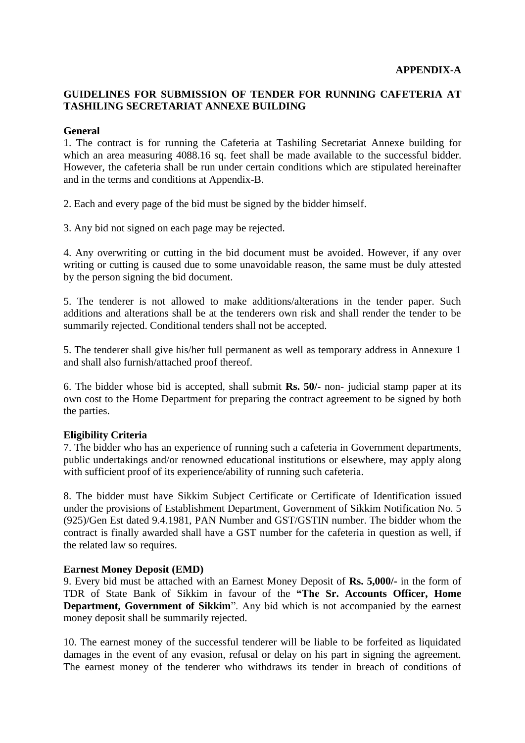**APPENDIX-A**

**GUIDELINES FOR SUBMISSION OF TENDER FOR RUNNING CAFETERIA AT TASHILING SECRETARIAT ANNEXE BUILDING**

**General**

1. The contract is for running the Cafeteria at Tashiling Secretariat Annexe building for which an area measuring 4088.16 sq. feet shall be made available to the successful bidder. However, the cafeteria shall be run under certain conditions which are stipulated hereinafter and in the terms and conditions at Appendix-B.

2. Each and every page of the bid must be signed by the bidder himself.

3. Any bid not signed on each page may be rejected.

4. Any overwriting or cutting in the bid document must be avoided. However, if any over writing or cutting is caused due to some unavoidable reason, the same must be duly attested by the person signing the bid document.

5. The tenderer is not allowed to make additions/alterations in the tender paper. Such additions and alterations shall be at the tenderers own risk and shall render the tender to be summarily rejected. Conditional tenders shall not be accepted.

5. The tenderer shall give his/her full permanent as well as temporary address in Annexure 1 and shall also furnish/attached proof thereof.

6. The bidder whose bid is accepted, shall submit **Rs. 50/-** non- judicial stamp paper at its own cost to the Home Department for preparing the contract agreement to be signed by both the parties.

**Eligibility Criteria**

7. The bidder who has an experience of running such a cafeteria in Government departments, public undertakings and/or renowned educational institutions or elsewhere, may apply along with sufficient proof of its experience/ability of running such cafeteria.

8. The bidder must have Sikkim Subject Certificate or Certificate of Identification issued under the provisions of Establishment Department, Government of Sikkim Notification No. 5 (925)/Gen Est dated 9.4.1981, PAN Number and GST/GSTIN number. The bidder whom the contract is finally awarded shall have a GST number for the cafeteria in question as well, if the related law so requires.

**Earnest Money Deposit (EMD)**

9. Every bid must be attached with an Earnest Money Deposit of **Rs. 5,000/-** in the form of TDR of State Bank of Sikkim in favour of the **"The Sr. Accounts Officer, Home Department, Government of Sikkim**". Any bid which is not accompanied by the earnest money deposit shall be summarily rejected.

10. The earnest money of the successful tenderer will be liable to be forfeited as liquidated damages in the event of any evasion, refusal or delay on his part in signing the agreement. The earnest money of the tenderer who withdraws its tender in breach of conditions of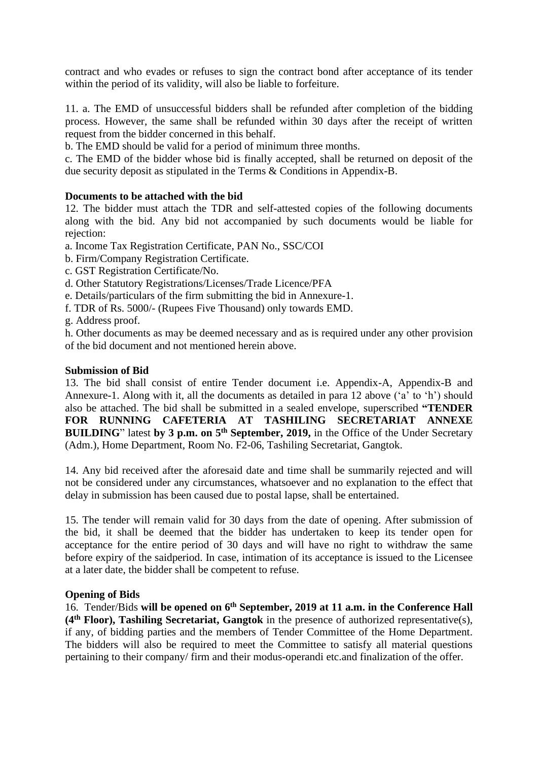contract and who evades or refuses to sign the contract bond after acceptance of its tender within the period of its validity, will also be liable to forfeiture.

11. a. The EMD of unsuccessful bidders shall be refunded after completion of the bidding process. However, the same shall be refunded within 30 days after the receipt of written request from the bidder concerned in this behalf.

b. The EMD should be valid for a period of minimum three months.

c. The EMD of the bidder whose bid is finally accepted, shall be returned on deposit of the due security deposit as stipulated in the Terms & Conditions in Appendix-B.

**Documents to be attached with the bid**

12. The bidder must attach the TDR and self-attested copies of the following documents along with the bid. Any bid not accompanied by such documents would be liable for rejection:

a. Income Tax Registration Certificate, PAN No., SSC/COI

b. Firm/Company Registration Certificate.

c. GST Registration Certificate/No.

d. Other Statutory Registrations/Licenses/Trade Licence/PFA

e. Details/particulars of the firm submitting the bid in Annexure-1.

f. TDR of Rs. 5000/- (Rupees Five Thousand) only towards EMD.

g. Address proof.

h. Other documents as may be deemed necessary and as is required under any other provision of the bid document and not mentioned herein above.

**Submission of Bid**

13. The bid shall consist of entire Tender document i.e. Appendix-A, Appendix-B and Annexure-1. Along with it, all the documents as detailed in para 12 above ('a' to 'h') should also be attached. The bid shall be submitted in a sealed envelope, superscribed **"TENDER FOR RUNNING CAFETERIA AT TASHILING SECRETARIAT ANNEXE BUILDING"** latest **by 3 p.m. on 5th September, 2019,** in the Office of the Under Secretary (Adm.), Home Department, Room No. F2-06, Tashiling Secretariat, Gangtok.

14. Any bid received after the aforesaid date and time shall be summarily rejected and will not be considered under any circumstances, whatsoever and no explanation to the effect that delay in submission has been caused due to postal lapse, shall be entertained.

15. The tender will remain valid for 30 days from the date of opening. After submission of the bid, it shall be deemed that the bidder has undertaken to keep its tender open for acceptance for the entire period of 30 days and will have no right to withdraw the same before expiry of the saidperiod. In case, intimation of its acceptance is issued to the Licensee at a later date, the bidder shall be competent to refuse.

**Opening of Bids**

16. Tender/Bids **will be opened on 6th September, 2019 at 11 a.m. in the Conference Hall (4th Floor), Tashiling Secretariat, Gangtok** in the presence of authorized representative(s), if any, of bidding parties and the members of Tender Committee of the Home Department. The bidders will also be required to meet the Committee to satisfy all material questions pertaining to their company/ firm and their modus-operandi etc.and finalization of the offer.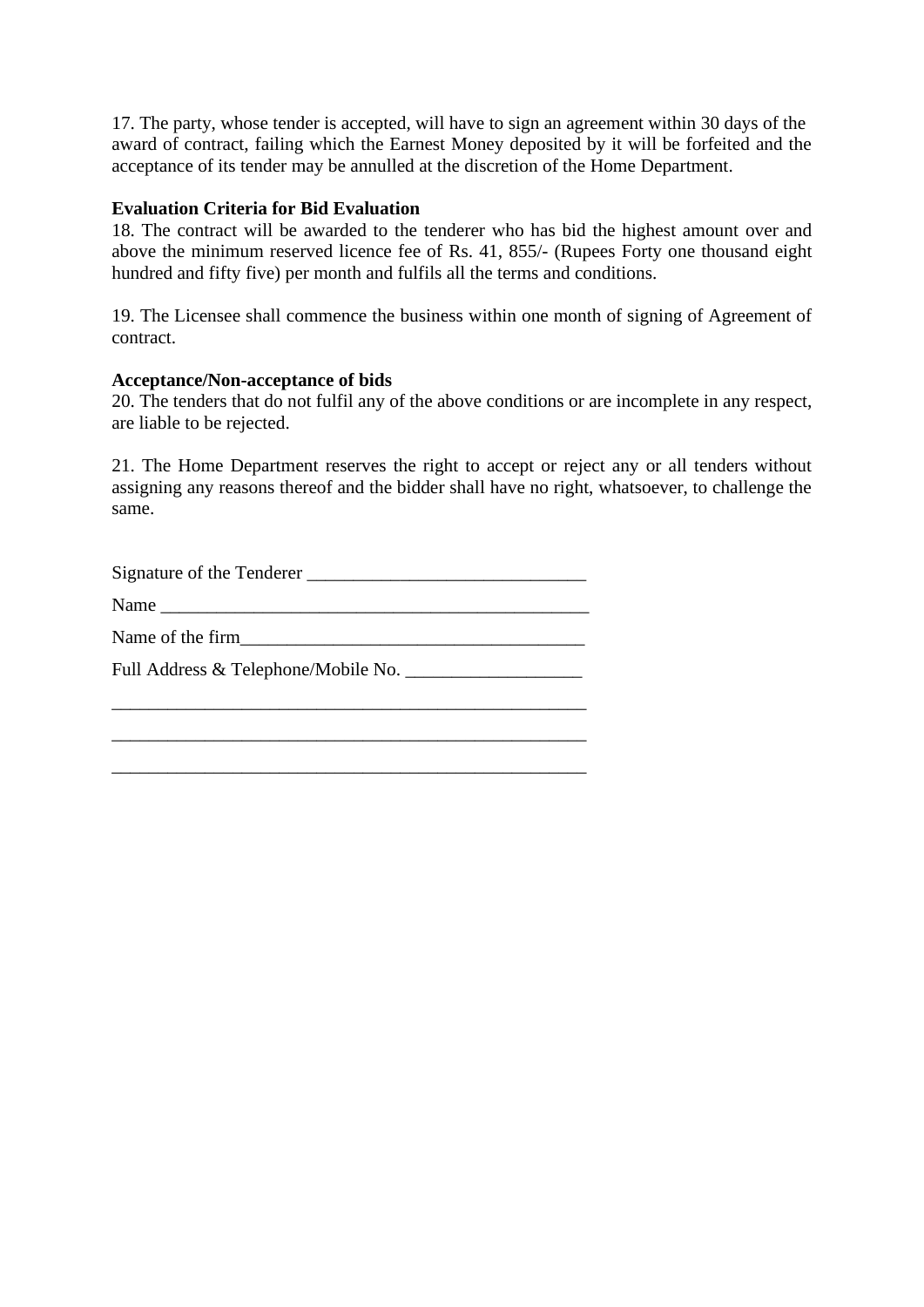17. The party, whose tender is accepted, will have to sign an agreement within 30 days of the award of contract, failing which the Earnest Money deposited by it will be forfeited and the acceptance of its tender may be annulled at the discretion of the Home Department.

**Evaluation Criteria for Bid Evaluation**

18. The contract will be awarded to the tenderer who has bid the highest amount over and above the minimum reserved licence fee of Rs. 41, 855/- (Rupees Forty one thousand eight hundred and fifty five) per month and fulfils all the terms and conditions.

19. The Licensee shall commence the business within one month of signing of Agreement of contract.

**Acceptance/Non-acceptance of bids**

20. The tenders that do not fulfil any of the above conditions or are incomplete in any respect, are liable to be rejected.

21. The Home Department reserves the right to accept or reject any or all tenders without assigning any reasons thereof and the bidder shall have no right, whatsoever, to challenge the same.

Signature of the Tenderer ______________________________

Name ______________________________________________

Name of the firm____________________________________

Full Address & Telephone/Mobile No. __________________

___________________________________________________

___________________________________________________

___________________________________________________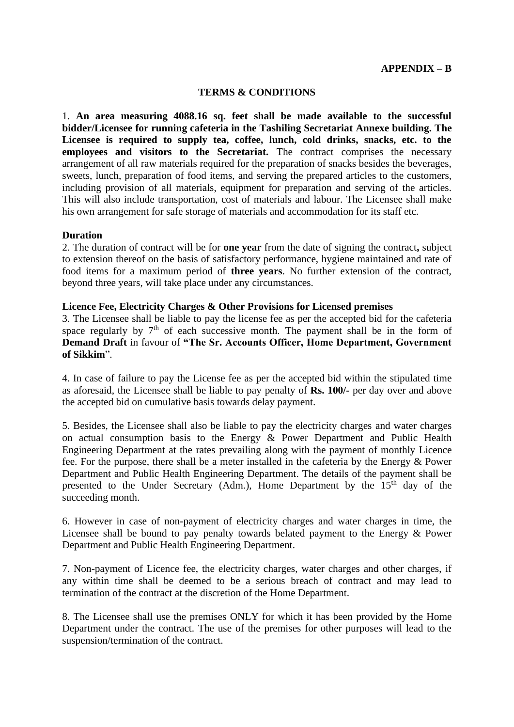**APPENDIX – B**

**TERMS & CONDITIONS**

1. **An area measuring 4088.16 sq. feet shall be made available to the successful bidder/Licensee for running cafeteria in the Tashiling Secretariat Annexe building. The Licensee is required to supply tea, coffee, lunch, cold drinks, snacks, etc. to the employees and visitors to the Secretariat.** The contract comprises the necessary arrangement of all raw materials required for the preparation of snacks besides the beverages, sweets, lunch, preparation of food items, and serving the prepared articles to the customers, including provision of all materials, equipment for preparation and serving of the articles. This will also include transportation, cost of materials and labour. The Licensee shall make his own arrangement for safe storage of materials and accommodation for its staff etc.

**Duration**

2. The duration of contract will be for **one year** from the date of signing the contract**,** subject to extension thereof on the basis of satisfactory performance, hygiene maintained and rate of food items for a maximum period of **three years**. No further extension of the contract, beyond three years, will take place under any circumstances.

**Licence Fee, Electricity Charges & Other Provisions for Licensed premises**

3. The Licensee shall be liable to pay the license fee as per the accepted bid for the cafeteria space regularly by 7th of each successive month. The payment shall be in the form of **Demand Draft** in favour of **"The Sr. Accounts Officer, Home Department, Government of Sikkim**".

4. In case of failure to pay the License fee as per the accepted bid within the stipulated time as aforesaid, the Licensee shall be liable to pay penalty of **Rs. 100/-** per day over and above the accepted bid on cumulative basis towards delay payment.

5. Besides, the Licensee shall also be liable to pay the electricity charges and water charges on actual consumption basis to the Energy & Power Department and Public Health Engineering Department at the rates prevailing along with the payment of monthly Licence fee. For the purpose, there shall be a meter installed in the cafeteria by the Energy & Power Department and Public Health Engineering Department. The details of the payment shall be presented to the Under Secretary (Adm.), Home Department by the 15th day of the succeeding month.

6. However in case of non-payment of electricity charges and water charges in time, the Licensee shall be bound to pay penalty towards belated payment to the Energy & Power Department and Public Health Engineering Department.

7. Non-payment of Licence fee, the electricity charges, water charges and other charges, if any within time shall be deemed to be a serious breach of contract and may lead to termination of the contract at the discretion of the Home Department.

8. The Licensee shall use the premises ONLY for which it has been provided by the Home Department under the contract. The use of the premises for other purposes will lead to the suspension/termination of the contract.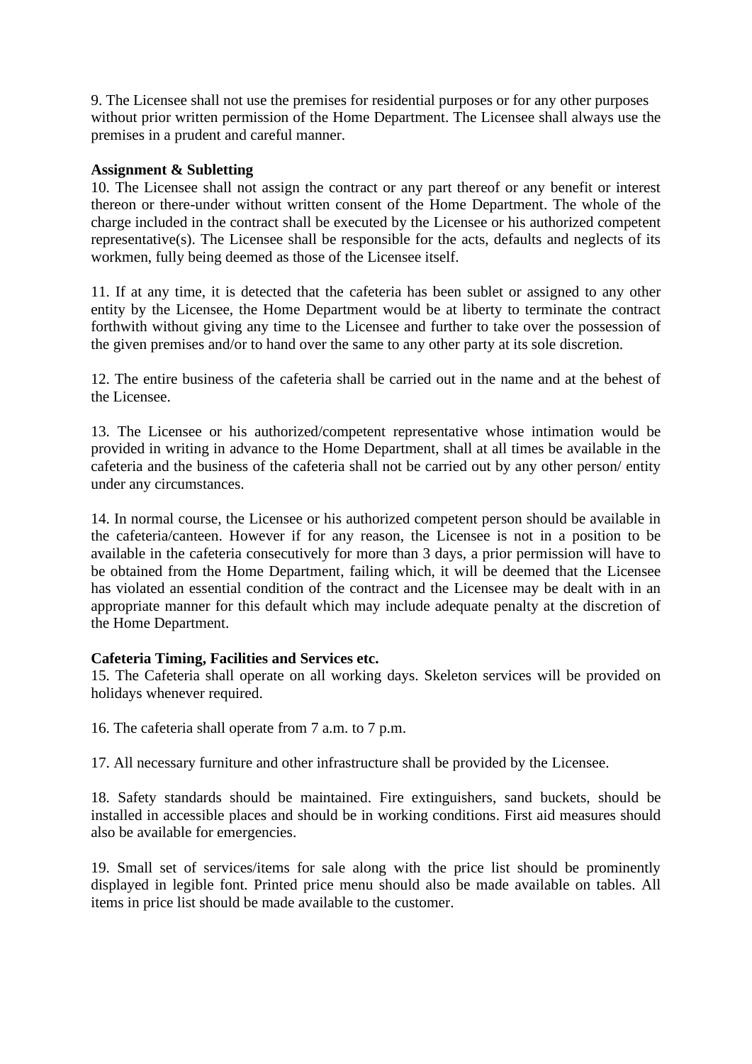9. The Licensee shall not use the premises for residential purposes or for any other purposes without prior written permission of the Home Department. The Licensee shall always use the premises in a prudent and careful manner.

**Assignment & Subletting**

10. The Licensee shall not assign the contract or any part thereof or any benefit or interest thereon or there-under without written consent of the Home Department. The whole of the charge included in the contract shall be executed by the Licensee or his authorized competent representative(s). The Licensee shall be responsible for the acts, defaults and neglects of its workmen, fully being deemed as those of the Licensee itself.

11. If at any time, it is detected that the cafeteria has been sublet or assigned to any other entity by the Licensee, the Home Department would be at liberty to terminate the contract forthwith without giving any time to the Licensee and further to take over the possession of the given premises and/or to hand over the same to any other party at its sole discretion.

12. The entire business of the cafeteria shall be carried out in the name and at the behest of the Licensee.

13. The Licensee or his authorized/competent representative whose intimation would be provided in writing in advance to the Home Department, shall at all times be available in the cafeteria and the business of the cafeteria shall not be carried out by any other person/ entity under any circumstances.

14. In normal course, the Licensee or his authorized competent person should be available in the cafeteria/canteen. However if for any reason, the Licensee is not in a position to be available in the cafeteria consecutively for more than 3 days, a prior permission will have to be obtained from the Home Department, failing which, it will be deemed that the Licensee has violated an essential condition of the contract and the Licensee may be dealt with in an appropriate manner for this default which may include adequate penalty at the discretion of the Home Department.

**Cafeteria Timing, Facilities and Services etc.**

15. The Cafeteria shall operate on all working days. Skeleton services will be provided on holidays whenever required.

16. The cafeteria shall operate from 7 a.m. to 7 p.m.

17. All necessary furniture and other infrastructure shall be provided by the Licensee.

18. Safety standards should be maintained. Fire extinguishers, sand buckets, should be installed in accessible places and should be in working conditions. First aid measures should also be available for emergencies.

19. Small set of services/items for sale along with the price list should be prominently displayed in legible font. Printed price menu should also be made available on tables. All items in price list should be made available to the customer.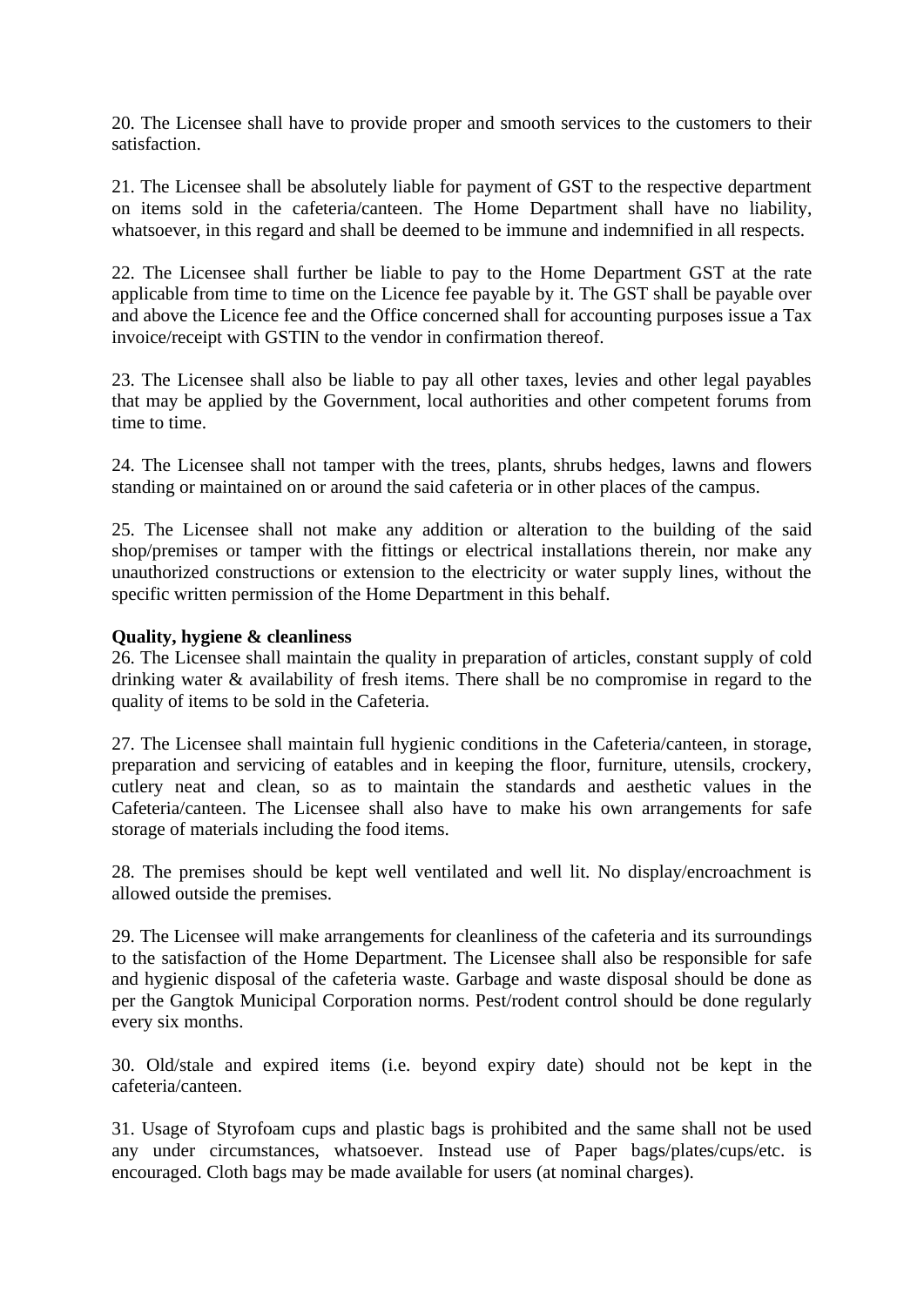20. The Licensee shall have to provide proper and smooth services to the customers to their satisfaction.

21. The Licensee shall be absolutely liable for payment of GST to the respective department on items sold in the cafeteria/canteen. The Home Department shall have no liability, whatsoever, in this regard and shall be deemed to be immune and indemnified in all respects.

22. The Licensee shall further be liable to pay to the Home Department GST at the rate applicable from time to time on the Licence fee payable by it. The GST shall be payable over and above the Licence fee and the Office concerned shall for accounting purposes issue a Tax invoice/receipt with GSTIN to the vendor in confirmation thereof.

23. The Licensee shall also be liable to pay all other taxes, levies and other legal payables that may be applied by the Government, local authorities and other competent forums from time to time.

24. The Licensee shall not tamper with the trees, plants, shrubs hedges, lawns and flowers standing or maintained on or around the said cafeteria or in other places of the campus.

25. The Licensee shall not make any addition or alteration to the building of the said shop/premises or tamper with the fittings or electrical installations therein, nor make any unauthorized constructions or extension to the electricity or water supply lines, without the specific written permission of the Home Department in this behalf.

**Quality, hygiene & cleanliness**

26. The Licensee shall maintain the quality in preparation of articles, constant supply of cold drinking water & availability of fresh items. There shall be no compromise in regard to the quality of items to be sold in the Cafeteria.

27. The Licensee shall maintain full hygienic conditions in the Cafeteria/canteen, in storage, preparation and servicing of eatables and in keeping the floor, furniture, utensils, crockery, cutlery neat and clean, so as to maintain the standards and aesthetic values in the Cafeteria/canteen. The Licensee shall also have to make his own arrangements for safe storage of materials including the food items.

28. The premises should be kept well ventilated and well lit. No display/encroachment is allowed outside the premises.

29. The Licensee will make arrangements for cleanliness of the cafeteria and its surroundings to the satisfaction of the Home Department. The Licensee shall also be responsible for safe and hygienic disposal of the cafeteria waste. Garbage and waste disposal should be done as per the Gangtok Municipal Corporation norms. Pest/rodent control should be done regularly every six months.

30. Old/stale and expired items (i.e. beyond expiry date) should not be kept in the cafeteria/canteen.

31. Usage of Styrofoam cups and plastic bags is prohibited and the same shall not be used any under circumstances, whatsoever. Instead use of Paper bags/plates/cups/etc. is encouraged. Cloth bags may be made available for users (at nominal charges).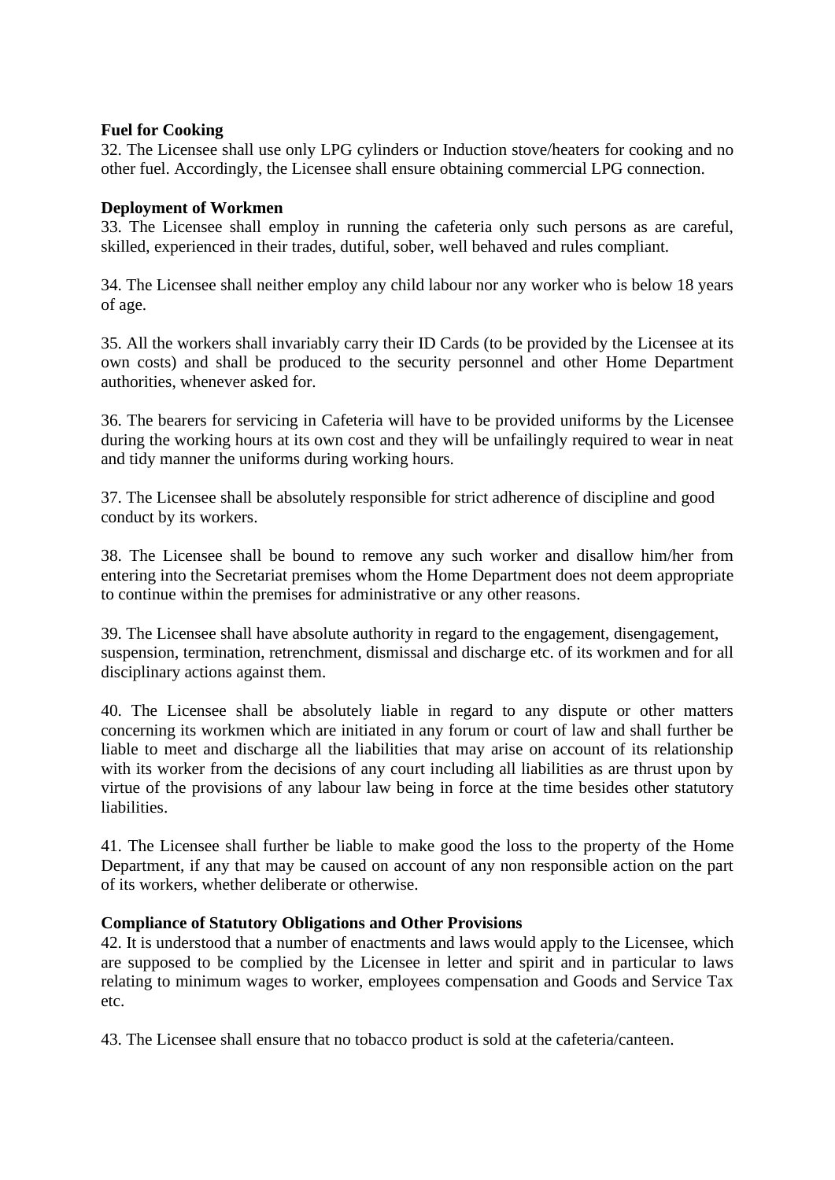**Fuel for Cooking**

32. The Licensee shall use only LPG cylinders or Induction stove/heaters for cooking and no other fuel. Accordingly, the Licensee shall ensure obtaining commercial LPG connection.

**Deployment of Workmen**

33. The Licensee shall employ in running the cafeteria only such persons as are careful, skilled, experienced in their trades, dutiful, sober, well behaved and rules compliant.

34. The Licensee shall neither employ any child labour nor any worker who is below 18 years of age.

35. All the workers shall invariably carry their ID Cards (to be provided by the Licensee at its own costs) and shall be produced to the security personnel and other Home Department authorities, whenever asked for.

36. The bearers for servicing in Cafeteria will have to be provided uniforms by the Licensee during the working hours at its own cost and they will be unfailingly required to wear in neat and tidy manner the uniforms during working hours.

37. The Licensee shall be absolutely responsible for strict adherence of discipline and good conduct by its workers.

38. The Licensee shall be bound to remove any such worker and disallow him/her from entering into the Secretariat premises whom the Home Department does not deem appropriate to continue within the premises for administrative or any other reasons.

39. The Licensee shall have absolute authority in regard to the engagement, disengagement, suspension, termination, retrenchment, dismissal and discharge etc. of its workmen and for all disciplinary actions against them.

40. The Licensee shall be absolutely liable in regard to any dispute or other matters concerning its workmen which are initiated in any forum or court of law and shall further be liable to meet and discharge all the liabilities that may arise on account of its relationship with its worker from the decisions of any court including all liabilities as are thrust upon by virtue of the provisions of any labour law being in force at the time besides other statutory liabilities.

41. The Licensee shall further be liable to make good the loss to the property of the Home Department, if any that may be caused on account of any non responsible action on the part of its workers, whether deliberate or otherwise.

**Compliance of Statutory Obligations and Other Provisions**

42. It is understood that a number of enactments and laws would apply to the Licensee, which are supposed to be complied by the Licensee in letter and spirit and in particular to laws relating to minimum wages to worker, employees compensation and Goods and Service Tax etc.

43. The Licensee shall ensure that no tobacco product is sold at the cafeteria/canteen.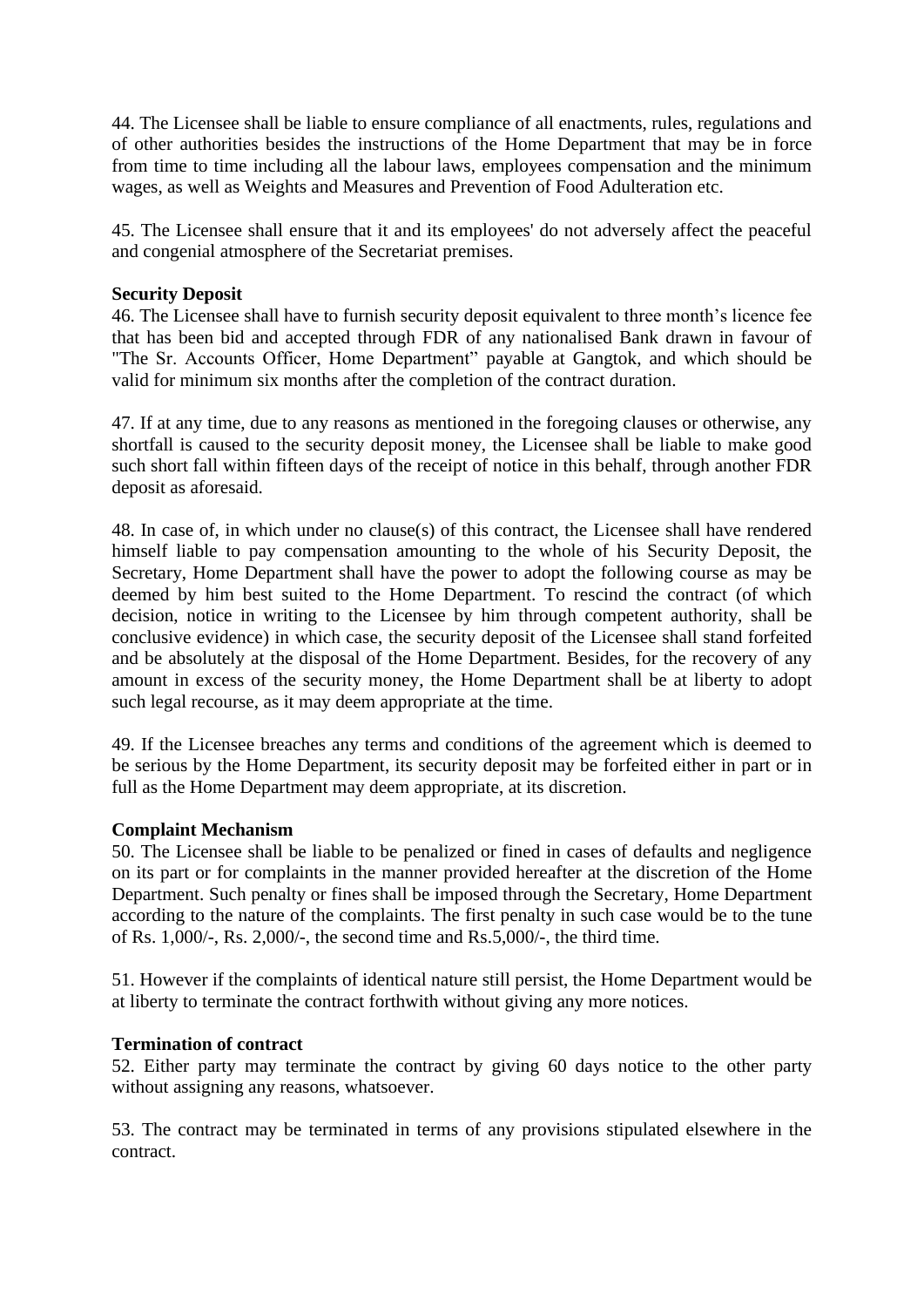44. The Licensee shall be liable to ensure compliance of all enactments, rules, regulations and of other authorities besides the instructions of the Home Department that may be in force from time to time including all the labour laws, employees compensation and the minimum wages, as well as Weights and Measures and Prevention of Food Adulteration etc.

45. The Licensee shall ensure that it and its employees' do not adversely affect the peaceful and congenial atmosphere of the Secretariat premises.

**Security Deposit**

46. The Licensee shall have to furnish security deposit equivalent to three month's licence fee that has been bid and accepted through FDR of any nationalised Bank drawn in favour of "The Sr. Accounts Officer, Home Department" payable at Gangtok, and which should be valid for minimum six months after the completion of the contract duration.

47. If at any time, due to any reasons as mentioned in the foregoing clauses or otherwise, any shortfall is caused to the security deposit money, the Licensee shall be liable to make good such short fall within fifteen days of the receipt of notice in this behalf, through another FDR deposit as aforesaid.

48. In case of, in which under no clause(s) of this contract, the Licensee shall have rendered himself liable to pay compensation amounting to the whole of his Security Deposit, the Secretary, Home Department shall have the power to adopt the following course as may be deemed by him best suited to the Home Department. To rescind the contract (of which decision, notice in writing to the Licensee by him through competent authority, shall be conclusive evidence) in which case, the security deposit of the Licensee shall stand forfeited and be absolutely at the disposal of the Home Department. Besides, for the recovery of any amount in excess of the security money, the Home Department shall be at liberty to adopt such legal recourse, as it may deem appropriate at the time.

49. If the Licensee breaches any terms and conditions of the agreement which is deemed to be serious by the Home Department, its security deposit may be forfeited either in part or in full as the Home Department may deem appropriate, at its discretion.

**Complaint Mechanism**

50. The Licensee shall be liable to be penalized or fined in cases of defaults and negligence on its part or for complaints in the manner provided hereafter at the discretion of the Home Department. Such penalty or fines shall be imposed through the Secretary, Home Department according to the nature of the complaints. The first penalty in such case would be to the tune of Rs. 1,000/-, Rs. 2,000/-, the second time and Rs.5,000/-, the third time.

51. However if the complaints of identical nature still persist, the Home Department would be at liberty to terminate the contract forthwith without giving any more notices.

**Termination of contract**

52. Either party may terminate the contract by giving 60 days notice to the other party without assigning any reasons, whatsoever.

53. The contract may be terminated in terms of any provisions stipulated elsewhere in the contract.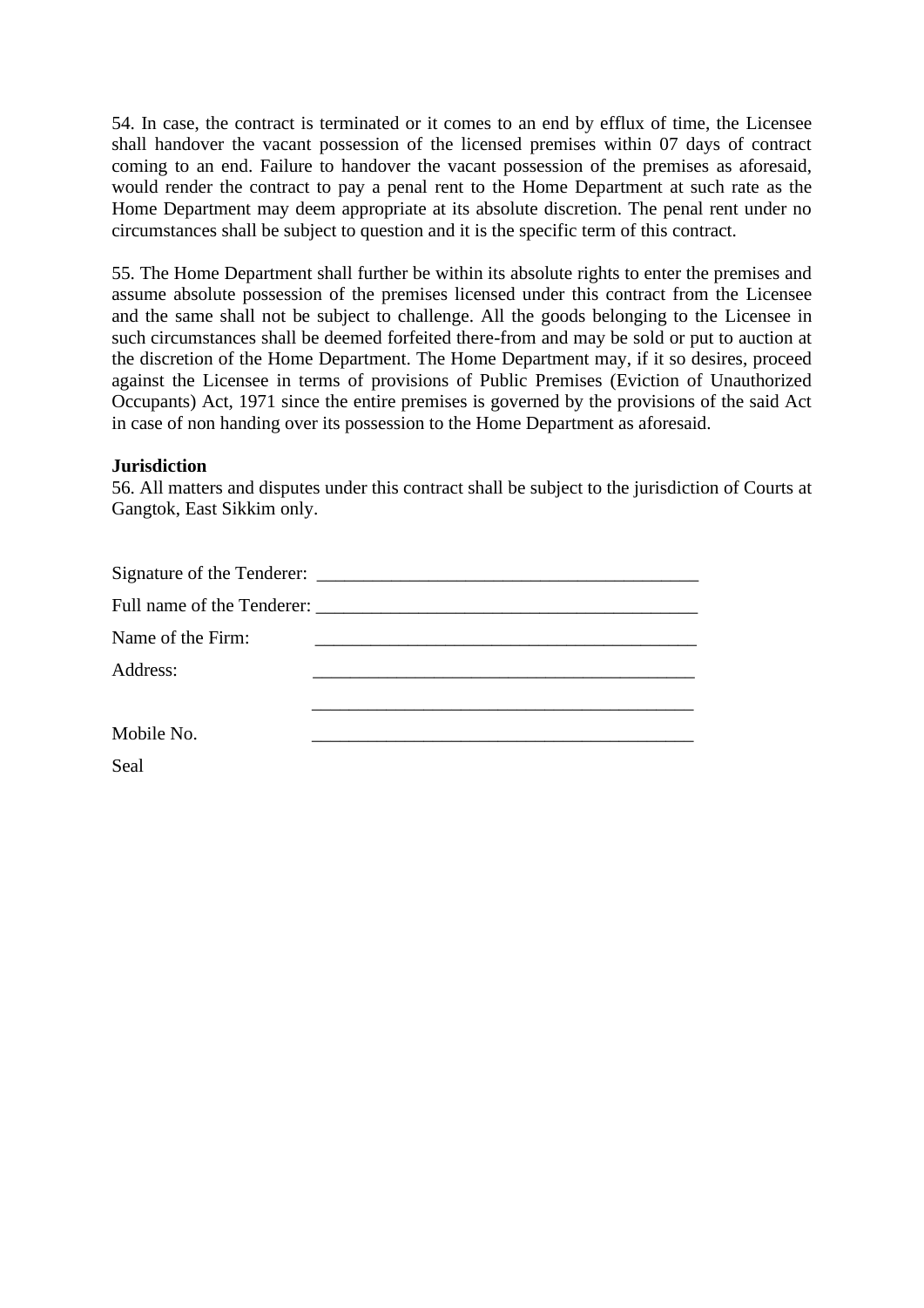54. In case, the contract is terminated or it comes to an end by efflux of time, the Licensee shall handover the vacant possession of the licensed premises within 07 days of contract coming to an end. Failure to handover the vacant possession of the premises as aforesaid, would render the contract to pay a penal rent to the Home Department at such rate as the Home Department may deem appropriate at its absolute discretion. The penal rent under no circumstances shall be subject to question and it is the specific term of this contract.

55. The Home Department shall further be within its absolute rights to enter the premises and assume absolute possession of the premises licensed under this contract from the Licensee and the same shall not be subject to challenge. All the goods belonging to the Licensee in such circumstances shall be deemed forfeited there-from and may be sold or put to auction at the discretion of the Home Department. The Home Department may, if it so desires, proceed against the Licensee in terms of provisions of Public Premises (Eviction of Unauthorized Occupants) Act, 1971 since the entire premises is governed by the provisions of the said Act in case of non handing over its possession to the Home Department as aforesaid.

**Jurisdiction**

56. All matters and disputes under this contract shall be subject to the jurisdiction of Courts at Gangtok, East Sikkim only.

Signature of the Tenderer: __________________________________________

Full name of the Tenderer: __________________________________________

Name of the Firm: __________________________________________

Address: __________________________________________

__________________________________________

Mobile No. __________________________________________

Seal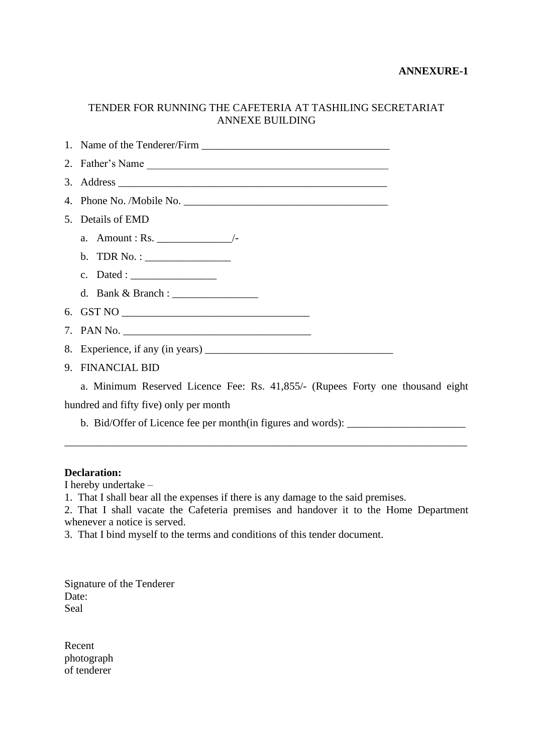**ANNEXURE-1**

TENDER FOR RUNNING THE CAFETERIA AT TASHILING SECRETARIAT ANNEXE BUILDING

1. Name of the Tenderer/Firm ___________________________________
2. Father's Name _____________________________________________
3. Address __________________________________________________
4. Phone No. /Mobile No. ______________________________________
5. Details of EMD
   a. Amount : Rs. _____________/-
   b. TDR No. : ________________
   c. Dated : ________________
   d. Bank & Branch : ________________
6. GST NO ___________________________________
7. PAN No. ___________________________________
8. Experience, if any (in years) ___________________________________
9. FINANCIAL BID

   a. Minimum Reserved Licence Fee: Rs. 41,855/- (Rupees Forty one thousand eight hundred and fifty five) only per month

   b. Bid/Offer of Licence fee per month(in figures and words): ______________________

_____________________________________________________________________________

**Declaration:**

I hereby undertake –

1. That I shall bear all the expenses if there is any damage to the said premises.
2. That I shall vacate the Cafeteria premises and handover it to the Home Department whenever a notice is served.
3. That I bind myself to the terms and conditions of this tender document.

Signature of the Tenderer

Date:

Seal

Recent photograph of tenderer